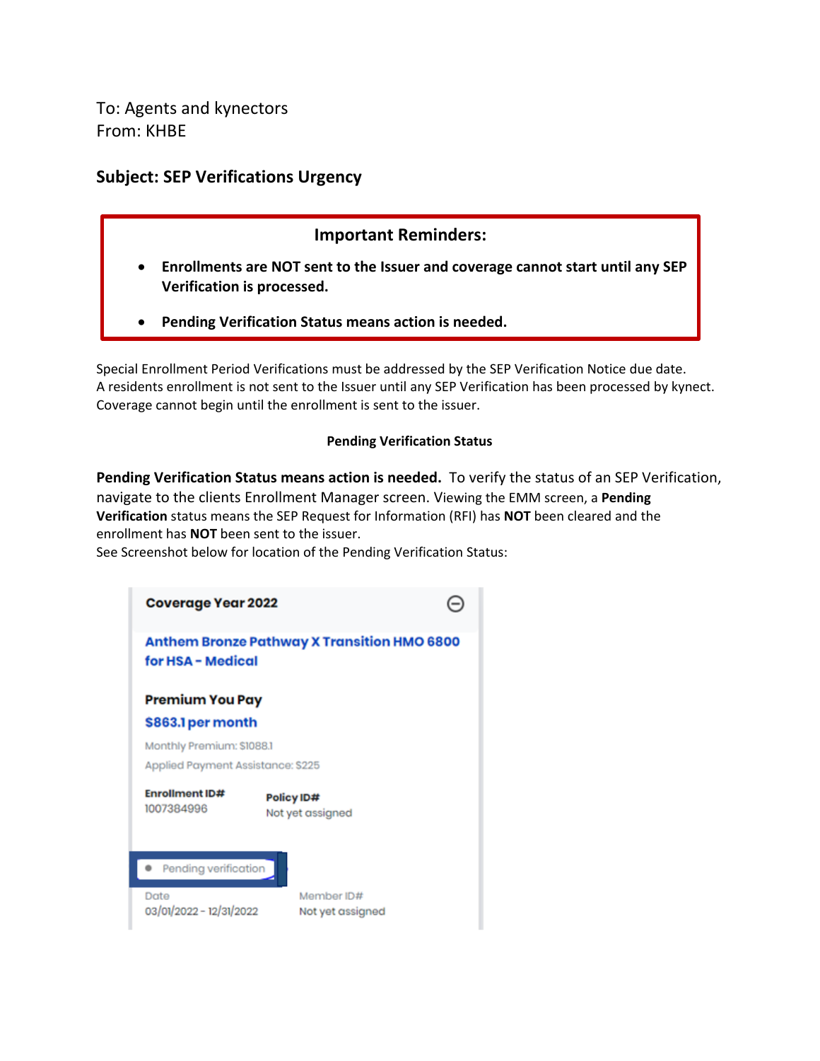To: Agents and kynectors
From: KHBE

## Subject: SEP Verifications Urgency

### Important Reminders:

- **Enrollments are NOT sent to the Issuer and coverage cannot start until any SEP Verification is processed.**
- **Pending Verification Status means action is needed.**

Special Enrollment Period Verifications must be addressed by the SEP Verification Notice due date. A residents enrollment is not sent to the Issuer until any SEP Verification has been processed by kynect. Coverage cannot begin until the enrollment is sent to the issuer.

**Pending Verification Status**

**Pending Verification Status means action is needed.** To verify the status of an SEP Verification, navigate to the clients Enrollment Manager screen. Viewing the EMM screen, a **Pending Verification** status means the SEP Request for Information (RFI) has **NOT** been cleared and the enrollment has **NOT** been sent to the issuer.
See Screenshot below for location of the Pending Verification Status:

**Coverage Year 2022**

**Anthem Bronze Pathway X Transition HMO 6800 for HSA - Medical**

**Premium You Pay**
**$863.1 per month**
Monthly Premium: $1088.1
Applied Payment Assistance: $225

**Enrollment ID#** 1007384996
**Policy ID#** Not yet assigned

Pending verification

Date 03/01/2022 - 12/31/2022
Member ID# Not yet assigned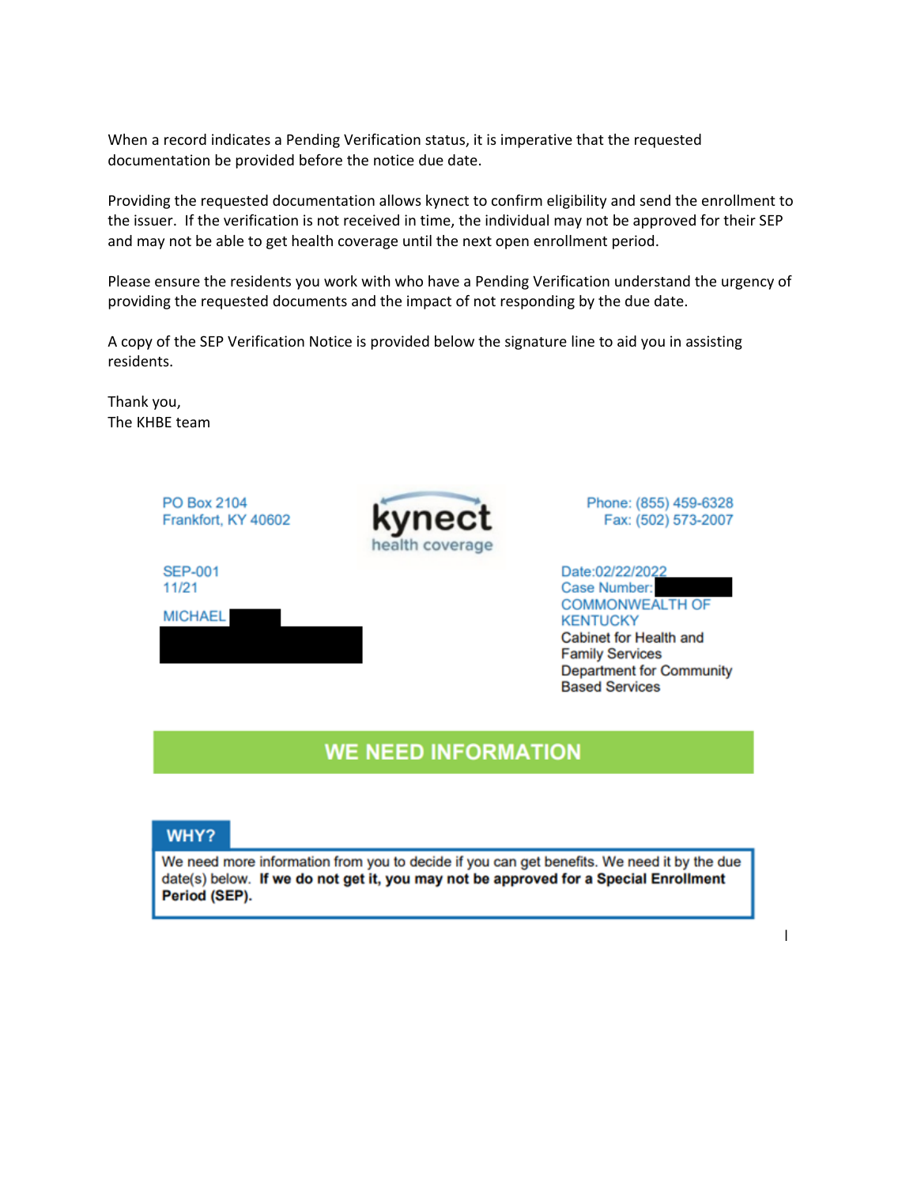When a record indicates a Pending Verification status, it is imperative that the requested documentation be provided before the notice due date.

Providing the requested documentation allows kynect to confirm eligibility and send the enrollment to the issuer. If the verification is not received in time, the individual may not be approved for their SEP and may not be able to get health coverage until the next open enrollment period.

Please ensure the residents you work with who have a Pending Verification understand the urgency of providing the requested documents and the impact of not responding by the due date.

A copy of the SEP Verification Notice is provided below the signature line to aid you in assisting residents.

Thank you,
The KHBE team

PO Box 2104
Frankfort, KY 40602

kynect
health coverage

Phone: (855) 459-6328
Fax: (502) 573-2007

SEP-001
11/21

MICHAEL

Date:02/22/2022
Case Number:
COMMONWEALTH OF KENTUCKY
Cabinet for Health and Family Services
Department for Community Based Services

## WE NEED INFORMATION

### WHY?

We need more information from you to decide if you can get benefits. We need it by the due date(s) below. **If we do not get it, you may not be approved for a Special Enrollment Period (SEP).**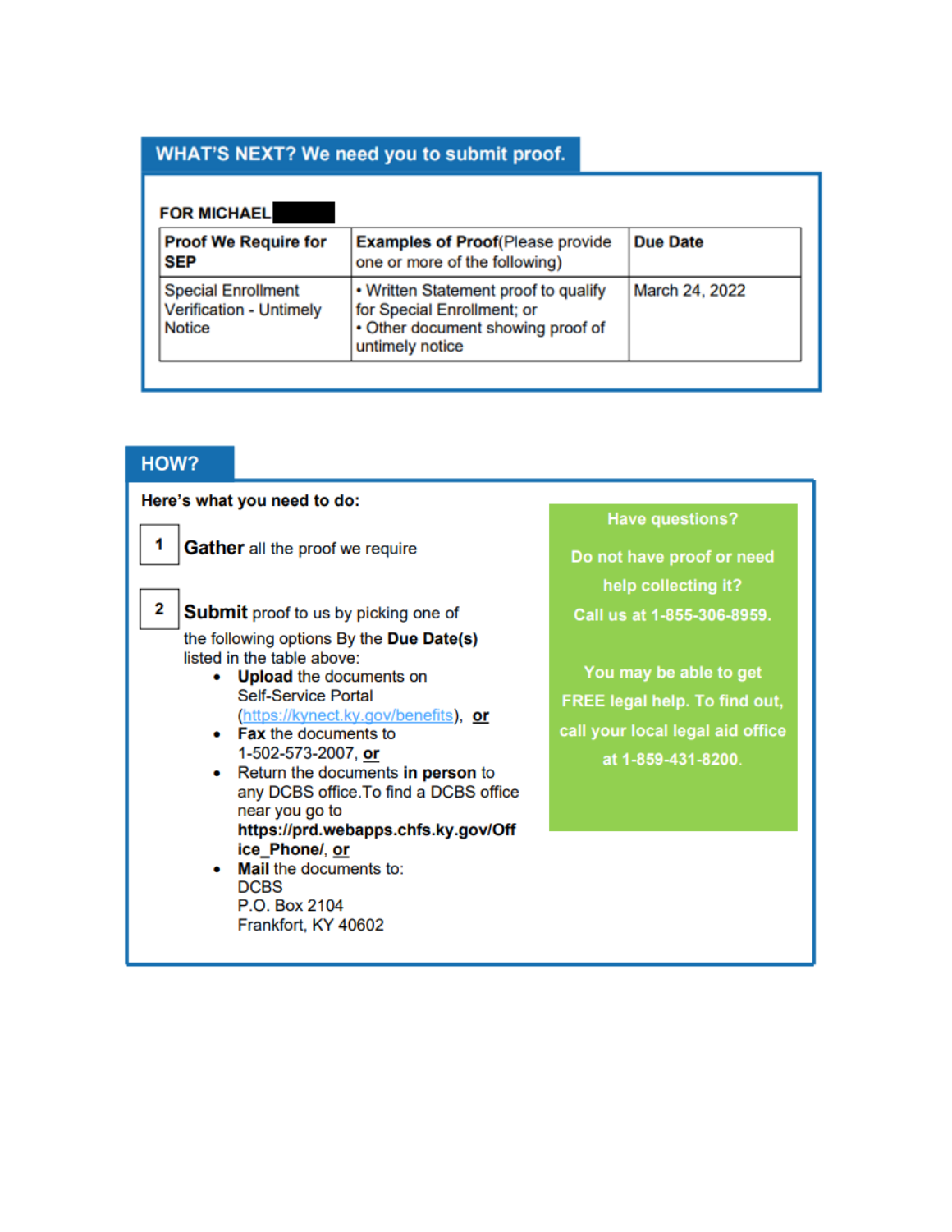## WHAT'S NEXT? We need you to submit proof.

**FOR MICHAEL**

| **Proof We Require for SEP** | **Examples of Proof**(Please provide one or more of the following) | **Due Date** |
|---|---|---|
| Special Enrollment Verification - Untimely Notice | • Written Statement proof to qualify for Special Enrollment; or<br>• Other document showing proof of untimely notice | March 24, 2022 |

## HOW?

**Here's what you need to do:**

**1** **Gather** all the proof we require

**2** **Submit** proof to us by picking one of the following options By the **Due Date(s)** listed in the table above:

- **Upload** the documents on Self-Service Portal (https://kynect.ky.gov/benefits), **or**
- **Fax** the documents to 1-502-573-2007, **or**
- Return the documents **in person** to any DCBS office.To find a DCBS office near you go to **https://prd.webapps.chfs.ky.gov/Office_Phone/**, **or**
- **Mail** the documents to:
  DCBS
  P.O. Box 2104
  Frankfort, KY 40602

**Have questions?**

**Do not have proof or need help collecting it?**

**Call us at 1-855-306-8959.**

**You may be able to get FREE legal help. To find out, call your local legal aid office at 1-859-431-8200.**